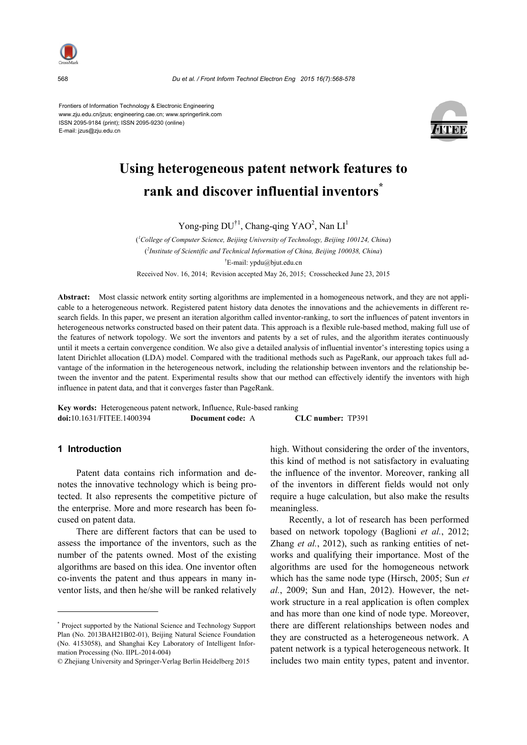Frontiers of Information Technology & Electronic Engineering
www.zju.edu.cn/jzus; engineering.cae.cn; www.springerlink.com
ISSN 2095-9184 (print); ISSN 2095-9230 (online)
E-mail: jzus@zju.edu.cn

# Using heterogeneous patent network features to rank and discover influential inventors*

Yong-ping DU†1, Chang-qing YAO2, Nan LI1

(1College of Computer Science, Beijing University of Technology, Beijing 100124, China)
(2Institute of Scientific and Technical Information of China, Beijing 100038, China)
†E-mail: ypdu@bjut.edu.cn

Received Nov. 16, 2014; Revision accepted May 26, 2015; Crosschecked June 23, 2015

**Abstract:** Most classic network entity sorting algorithms are implemented in a homogeneous network, and they are not applicable to a heterogeneous network. Registered patent history data denotes the innovations and the achievements in different research fields. In this paper, we present an iteration algorithm called inventor-ranking, to sort the influences of patent inventors in heterogeneous networks constructed based on their patent data. This approach is a flexible rule-based method, making full use of the features of network topology. We sort the inventors and patents by a set of rules, and the algorithm iterates continuously until it meets a certain convergence condition. We also give a detailed analysis of influential inventor's interesting topics using a latent Dirichlet allocation (LDA) model. Compared with the traditional methods such as PageRank, our approach takes full advantage of the information in the heterogeneous network, including the relationship between inventors and the relationship between the inventor and the patent. Experimental results show that our method can effectively identify the inventors with high influence in patent data, and that it converges faster than PageRank.

**Key words:** Heterogeneous patent network, Influence, Rule-based ranking
**doi:**10.1631/FITEE.1400394 **Document code:** A **CLC number:** TP391

## 1 Introduction

Patent data contains rich information and denotes the innovative technology which is being protected. It also represents the competitive picture of the enterprise. More and more research has been focused on patent data.

There are different factors that can be used to assess the importance of the inventors, such as the number of the patents owned. Most of the existing algorithms are based on this idea. One inventor often co-invents the patent and thus appears in many inventor lists, and then he/she will be ranked relatively high. Without considering the order of the inventors, this kind of method is not satisfactory in evaluating the influence of the inventor. Moreover, ranking all of the inventors in different fields would not only require a huge calculation, but also make the results meaningless.

Recently, a lot of research has been performed based on network topology (Baglioni *et al.*, 2012; Zhang *et al.*, 2012), such as ranking entities of networks and qualifying their importance. Most of the algorithms are used for the homogeneous network which has the same node type (Hirsch, 2005; Sun *et al.*, 2009; Sun and Han, 2012). However, the network structure in a real application is often complex and has more than one kind of node type. Moreover, there are different relationships between nodes and they are constructed as a heterogeneous network. A patent network is a typical heterogeneous network. It includes two main entity types, patent and inventor.

---

* Project supported by the National Science and Technology Support Plan (No. 2013BAH21B02-01), Beijing Natural Science Foundation (No. 4153058), and Shanghai Key Laboratory of Intelligent Information Processing (No. IIPL-2014-004)

© Zhejiang University and Springer-Verlag Berlin Heidelberg 2015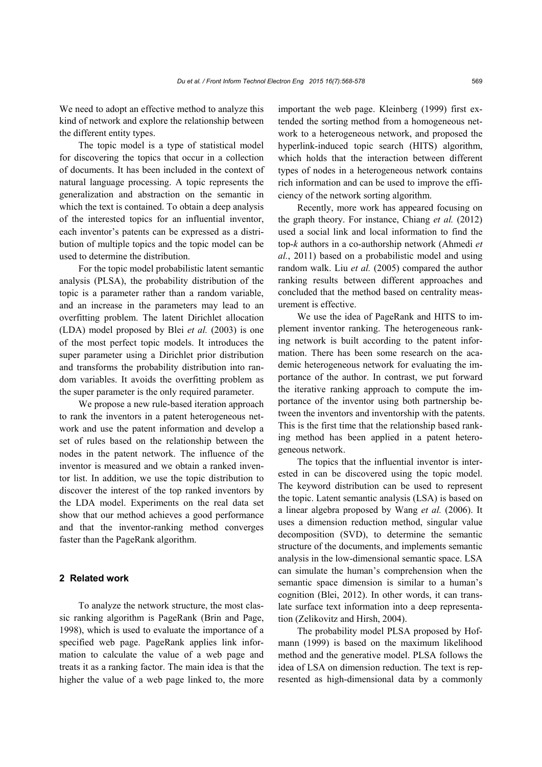We need to adopt an effective method to analyze this kind of network and explore the relationship between the different entity types.

The topic model is a type of statistical model for discovering the topics that occur in a collection of documents. It has been included in the context of natural language processing. A topic represents the generalization and abstraction on the semantic in which the text is contained. To obtain a deep analysis of the interested topics for an influential inventor, each inventor's patents can be expressed as a distribution of multiple topics and the topic model can be used to determine the distribution.

For the topic model probabilistic latent semantic analysis (PLSA), the probability distribution of the topic is a parameter rather than a random variable, and an increase in the parameters may lead to an overfitting problem. The latent Dirichlet allocation (LDA) model proposed by Blei *et al.* (2003) is one of the most perfect topic models. It introduces the super parameter using a Dirichlet prior distribution and transforms the probability distribution into random variables. It avoids the overfitting problem as the super parameter is the only required parameter.

We propose a new rule-based iteration approach to rank the inventors in a patent heterogeneous network and use the patent information and develop a set of rules based on the relationship between the nodes in the patent network. The influence of the inventor is measured and we obtain a ranked inventor list. In addition, we use the topic distribution to discover the interest of the top ranked inventors by the LDA model. Experiments on the real data set show that our method achieves a good performance and that the inventor-ranking method converges faster than the PageRank algorithm.

## 2 Related work

To analyze the network structure, the most classic ranking algorithm is PageRank (Brin and Page, 1998), which is used to evaluate the importance of a specified web page. PageRank applies link information to calculate the value of a web page and treats it as a ranking factor. The main idea is that the higher the value of a web page linked to, the more important the web page. Kleinberg (1999) first extended the sorting method from a homogeneous network to a heterogeneous network, and proposed the hyperlink-induced topic search (HITS) algorithm, which holds that the interaction between different types of nodes in a heterogeneous network contains rich information and can be used to improve the efficiency of the network sorting algorithm.

Recently, more work has appeared focusing on the graph theory. For instance, Chiang *et al.* (2012) used a social link and local information to find the top-*k* authors in a co-authorship network (Ahmedi *et al.*, 2011) based on a probabilistic model and using random walk. Liu *et al.* (2005) compared the author ranking results between different approaches and concluded that the method based on centrality measurement is effective.

We use the idea of PageRank and HITS to implement inventor ranking. The heterogeneous ranking network is built according to the patent information. There has been some research on the academic heterogeneous network for evaluating the importance of the author. In contrast, we put forward the iterative ranking approach to compute the importance of the inventor using both partnership between the inventors and inventorship with the patents. This is the first time that the relationship based ranking method has been applied in a patent heterogeneous network.

The topics that the influential inventor is interested in can be discovered using the topic model. The keyword distribution can be used to represent the topic. Latent semantic analysis (LSA) is based on a linear algebra proposed by Wang *et al.* (2006). It uses a dimension reduction method, singular value decomposition (SVD), to determine the semantic structure of the documents, and implements semantic analysis in the low-dimensional semantic space. LSA can simulate the human's comprehension when the semantic space dimension is similar to a human's cognition (Blei, 2012). In other words, it can translate surface text information into a deep representation (Zelikovitz and Hirsh, 2004).

The probability model PLSA proposed by Hofmann (1999) is based on the maximum likelihood method and the generative model. PLSA follows the idea of LSA on dimension reduction. The text is represented as high-dimensional data by a commonly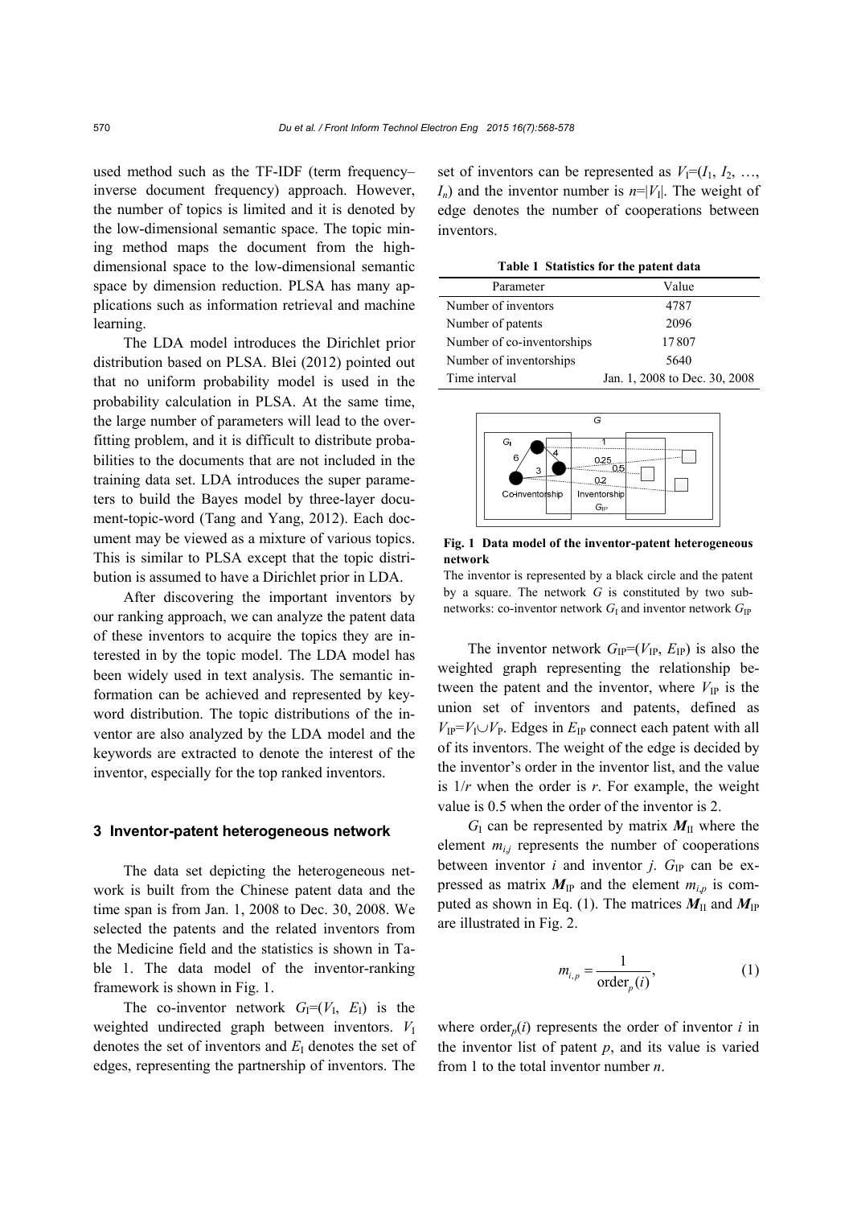used method such as the TF-IDF (term frequency–inverse document frequency) approach. However, the number of topics is limited and it is denoted by the low-dimensional semantic space. The topic mining method maps the document from the high-dimensional space to the low-dimensional semantic space by dimension reduction. PLSA has many applications such as information retrieval and machine learning.

The LDA model introduces the Dirichlet prior distribution based on PLSA. Blei (2012) pointed out that no uniform probability model is used in the probability calculation in PLSA. At the same time, the large number of parameters will lead to the over-fitting problem, and it is difficult to distribute probabilities to the documents that are not included in the training data set. LDA introduces the super parameters to build the Bayes model by three-layer document-topic-word (Tang and Yang, 2012). Each document may be viewed as a mixture of various topics. This is similar to PLSA except that the topic distribution is assumed to have a Dirichlet prior in LDA.

After discovering the important inventors by our ranking approach, we can analyze the patent data of these inventors to acquire the topics they are interested in by the topic model. The LDA model has been widely used in text analysis. The semantic information can be achieved and represented by keyword distribution. The topic distributions of the inventor are also analyzed by the LDA model and the keywords are extracted to denote the interest of the inventor, especially for the top ranked inventors.

## 3 Inventor-patent heterogeneous network

The data set depicting the heterogeneous network is built from the Chinese patent data and the time span is from Jan. 1, 2008 to Dec. 30, 2008. We selected the patents and the related inventors from the Medicine field and the statistics is shown in Table 1. The data model of the inventor-ranking framework is shown in Fig. 1.

The co-inventor network $G_I=(V_I, E_I)$ is the weighted undirected graph between inventors. $V_I$ denotes the set of inventors and $E_I$ denotes the set of edges, representing the partnership of inventors. The set of inventors can be represented as $V_I=(I_1, I_2, \ldots, I_n)$ and the inventor number is $n=|V_I|$. The weight of edge denotes the number of cooperations between inventors.

**Table 1 Statistics for the patent data**

| Parameter | Value |
|---|---|
| Number of inventors | 4787 |
| Number of patents | 2096 |
| Number of co-inventorships | 17807 |
| Number of inventorships | 5640 |
| Time interval | Jan. 1, 2008 to Dec. 30, 2008 |

**Fig. 1 Data model of the inventor-patent heterogeneous network**

The inventor is represented by a black circle and the patent by a square. The network $G$ is constituted by two sub-networks: co-inventor network $G_I$ and inventor network $G_{IP}$

The inventor network $G_{IP}=(V_{IP}, E_{IP})$ is also the weighted graph representing the relationship between the patent and the inventor, where $V_{IP}$ is the union set of inventors and patents, defined as $V_{IP}=V_I \cup V_P$. Edges in $E_{IP}$ connect each patent with all of its inventors. The weight of the edge is decided by the inventor's order in the inventor list, and the value is $1/r$ when the order is $r$. For example, the weight value is 0.5 when the order of the inventor is 2.

$G_I$ can be represented by matrix $\boldsymbol{M}_{II}$ where the element $m_{i,j}$ represents the number of cooperations between inventor $i$ and inventor $j$. $G_{IP}$ can be expressed as matrix $\boldsymbol{M}_{IP}$ and the element $m_{i,p}$ is computed as shown in Eq. (1). The matrices $\boldsymbol{M}_{II}$ and $\boldsymbol{M}_{IP}$ are illustrated in Fig. 2.

$$m_{i,p} = \frac{1}{\text{order}_p(i)}, \tag{1}$$

where $\text{order}_p(i)$ represents the order of inventor $i$ in the inventor list of patent $p$, and its value is varied from 1 to the total inventor number $n$.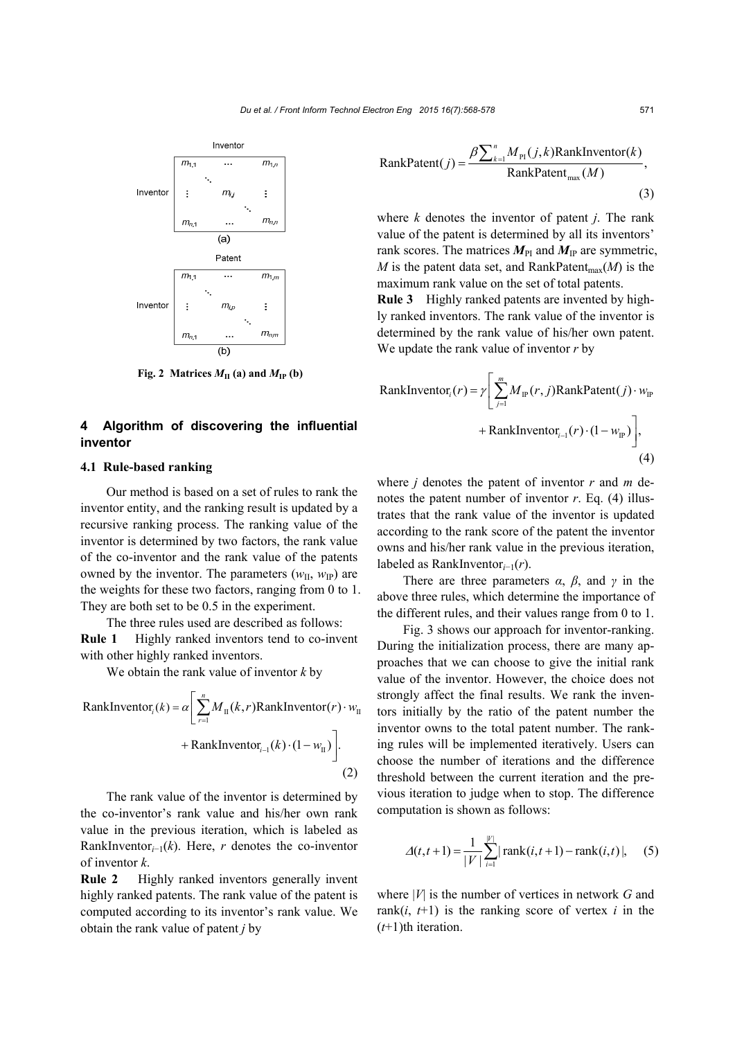Inventor

|  |  |  |  |
|---|---|---|---|
| Inventor | $m_{1,1}$ | … | $m_{1,n}$ |
|  | ⋮ | $m_{i,j}$ | ⋮ |
|  | $m_{n,1}$ | … | $m_{n,n}$ |

(a)

Patent

|  |  |  |  |
|---|---|---|---|
| Inventor | $m_{1,1}$ | … | $m_{1,m}$ |
|  | ⋮ | $m_{i,p}$ | ⋮ |
|  | $m_{n,1}$ | … | $m_{n,m}$ |

(b)

**Fig. 2 Matrices $M_{II}$ (a) and $M_{IP}$ (b)**

## 4 Algorithm of discovering the influential inventor

### 4.1 Rule-based ranking

Our method is based on a set of rules to rank the inventor entity, and the ranking result is updated by a recursive ranking process. The ranking value of the inventor is determined by two factors, the rank value of the co-inventor and the rank value of the patents owned by the inventor. The parameters ($w_{II}$, $w_{IP}$) are the weights for these two factors, ranging from 0 to 1. They are both set to be 0.5 in the experiment.

The three rules used are described as follows:

**Rule 1** Highly ranked inventors tend to co-invent with other highly ranked inventors.

We obtain the rank value of inventor $k$ by

$$\text{RankInventor}_i(k) = \alpha \left[ \sum_{r=1}^{n} M_{II}(k,r)\text{RankInventor}(r) \cdot w_{II} + \text{RankInventor}_{i-1}(k) \cdot (1 - w_{II}) \right]. \tag{2}$$

The rank value of the inventor is determined by the co-inventor's rank value and his/her own rank value in the previous iteration, which is labeled as $\text{RankInventor}_{i-1}(k)$. Here, $r$ denotes the co-inventor of inventor $k$.

**Rule 2** Highly ranked inventors generally invent highly ranked patents. The rank value of the patent is computed according to its inventor's rank value. We obtain the rank value of patent $j$ by

$$\text{RankPatent}(j) = \frac{\beta \sum_{k=1}^{n} M_{PI}(j,k)\text{RankInventor}(k)}{\text{RankPatent}_{\max}(M)}, \tag{3}$$

where $k$ denotes the inventor of patent $j$. The rank value of the patent is determined by all its inventors' rank scores. The matrices $\boldsymbol{M}_{PI}$ and $\boldsymbol{M}_{IP}$ are symmetric, $M$ is the patent data set, and $\text{RankPatent}_{\max}(M)$ is the maximum rank value on the set of total patents.

**Rule 3** Highly ranked patents are invented by highly ranked inventors. The rank value of the inventor is determined by the rank value of his/her own patent. We update the rank value of inventor $r$ by

$$\text{RankInventor}_i(r) = \gamma \left[ \sum_{j=1}^{m} M_{IP}(r,j)\text{RankPatent}(j) \cdot w_{IP} + \text{RankInventor}_{i-1}(r) \cdot (1 - w_{IP}) \right], \tag{4}$$

where $j$ denotes the patent of inventor $r$ and $m$ denotes the patent number of inventor $r$. Eq. (4) illustrates that the rank value of the inventor is updated according to the rank score of the patent the inventor owns and his/her rank value in the previous iteration, labeled as $\text{RankInventor}_{i-1}(r)$.

There are three parameters $\alpha$, $\beta$, and $\gamma$ in the above three rules, which determine the importance of the different rules, and their values range from 0 to 1.

Fig. 3 shows our approach for inventor-ranking. During the initialization process, there are many approaches that we can choose to give the initial rank value of the inventor. However, the choice does not strongly affect the final results. We rank the inventors initially by the ratio of the patent number the inventor owns to the total patent number. The ranking rules will be implemented iteratively. Users can choose the number of iterations and the difference threshold between the current iteration and the previous iteration to judge when to stop. The difference computation is shown as follows:

$$\Delta(t, t+1) = \frac{1}{|V|} \sum_{i=1}^{|V|} |\text{rank}(i, t+1) - \text{rank}(i, t)|, \tag{5}$$

where $|V|$ is the number of vertices in network $G$ and $\text{rank}(i, t+1)$ is the ranking score of vertex $i$ in the $(t+1)$th iteration.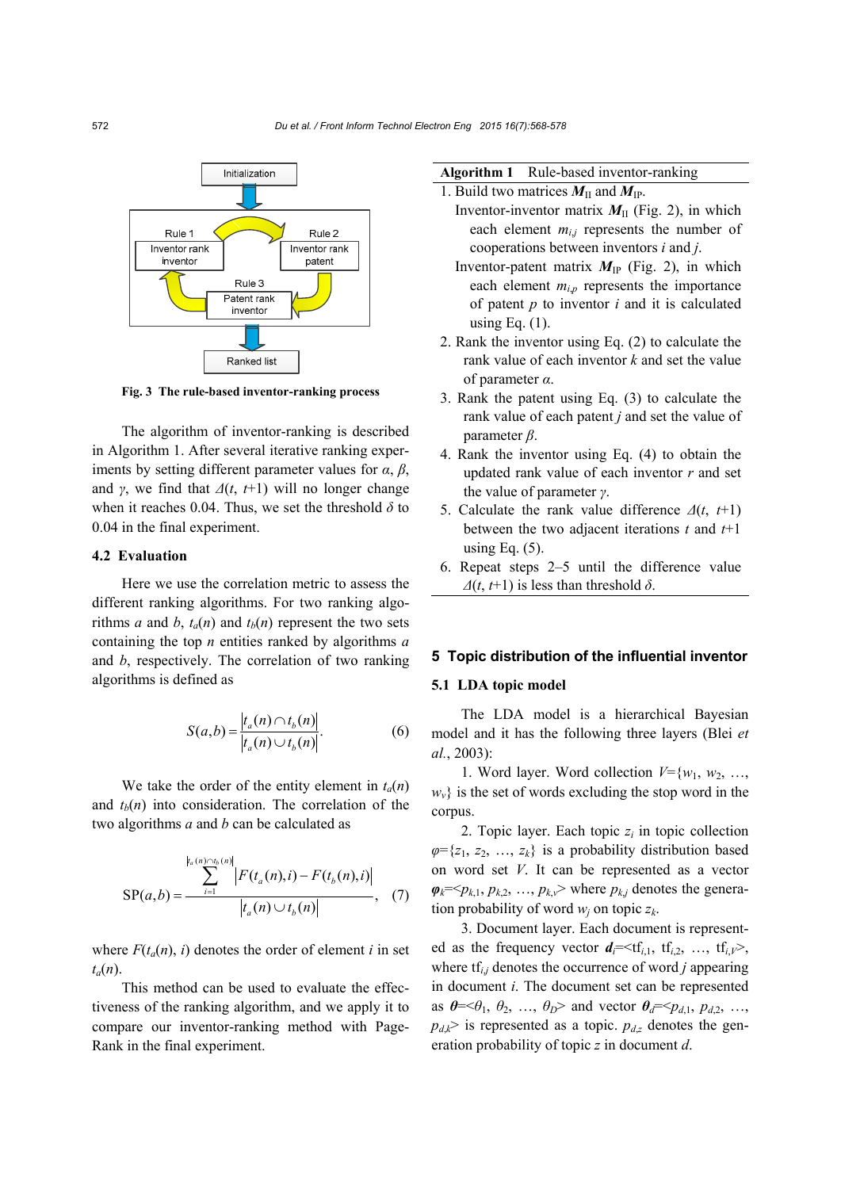Fig. 3 The rule-based inventor-ranking process

The algorithm of inventor-ranking is described in Algorithm 1. After several iterative ranking experiments by setting different parameter values for $\alpha$, $\beta$, and $\gamma$, we find that $\Delta(t, t+1)$ will no longer change when it reaches 0.04. Thus, we set the threshold $\delta$ to 0.04 in the final experiment.

**Algorithm 1** Rule-based inventor-ranking

1. Build two matrices $\boldsymbol{M}_{\rm II}$ and $\boldsymbol{M}_{\rm IP}$.
   Inventor-inventor matrix $\boldsymbol{M}_{\rm II}$ (Fig. 2), in which each element $m_{i,j}$ represents the number of cooperations between inventors $i$ and $j$.
   Inventor-patent matrix $\boldsymbol{M}_{\rm IP}$ (Fig. 2), in which each element $m_{i,p}$ represents the importance of patent $p$ to inventor $i$ and it is calculated using Eq. (1).
2. Rank the inventor using Eq. (2) to calculate the rank value of each inventor $k$ and set the value of parameter $\alpha$.
3. Rank the patent using Eq. (3) to calculate the rank value of each patent $j$ and set the value of parameter $\beta$.
4. Rank the inventor using Eq. (4) to obtain the updated rank value of each inventor $r$ and set the value of parameter $\gamma$.
5. Calculate the rank value difference $\Delta(t, t+1)$ between the two adjacent iterations $t$ and $t+1$ using Eq. (5).
6. Repeat steps 2–5 until the difference value $\Delta(t, t+1)$ is less than threshold $\delta$.

### 4.2 Evaluation

Here we use the correlation metric to assess the different ranking algorithms. For two ranking algorithms $a$ and $b$, $t_a(n)$ and $t_b(n)$ represent the two sets containing the top $n$ entities ranked by algorithms $a$ and $b$, respectively. The correlation of two ranking algorithms is defined as

$$S(a,b)=\frac{|t_a(n)\cap t_b(n)|}{|t_a(n)\cup t_b(n)|}. \tag{6}$$

We take the order of the entity element in $t_a(n)$ and $t_b(n)$ into consideration. The correlation of the two algorithms $a$ and $b$ can be calculated as

$$\mathrm{SP}(a,b)=\frac{\sum\limits_{i=1}^{|t_a(n)\cap t_b(n)|}|F(t_a(n),i)-F(t_b(n),i)|}{|t_a(n)\cup t_b(n)|}, \tag{7}$$

where $F(t_a(n), i)$ denotes the order of element $i$ in set $t_a(n)$.

This method can be used to evaluate the effectiveness of the ranking algorithm, and we apply it to compare our inventor-ranking method with PageRank in the final experiment.

## 5 Topic distribution of the influential inventor

### 5.1 LDA topic model

The LDA model is a hierarchical Bayesian model and it has the following three layers (Blei *et al.*, 2003):

1. Word layer. Word collection $V=\{w_1, w_2, \ldots, w_v\}$ is the set of words excluding the stop word in the corpus.

2. Topic layer. Each topic $z_i$ in topic collection $\varphi=\{z_1, z_2, \ldots, z_k\}$ is a probability distribution based on word set $V$. It can be represented as a vector $\boldsymbol{\varphi}_k=\langle p_{k,1}, p_{k,2}, \ldots, p_{k,v}\rangle$ where $p_{k,j}$ denotes the generation probability of word $w_j$ on topic $z_k$.

3. Document layer. Each document is represented as the frequency vector $\boldsymbol{d}_i=\langle \mathrm{tf}_{i,1}, \mathrm{tf}_{i,2}, \ldots, \mathrm{tf}_{i,V}\rangle$, where $\mathrm{tf}_{i,j}$ denotes the occurrence of word $j$ appearing in document $i$. The document set can be represented as $\boldsymbol{\theta}=\langle\theta_1, \theta_2, \ldots, \theta_D\rangle$ and vector $\boldsymbol{\theta}_d=\langle p_{d,1}, p_{d,2}, \ldots, p_{d,k}\rangle$ is represented as a topic. $p_{d,z}$ denotes the generation probability of topic $z$ in document $d$.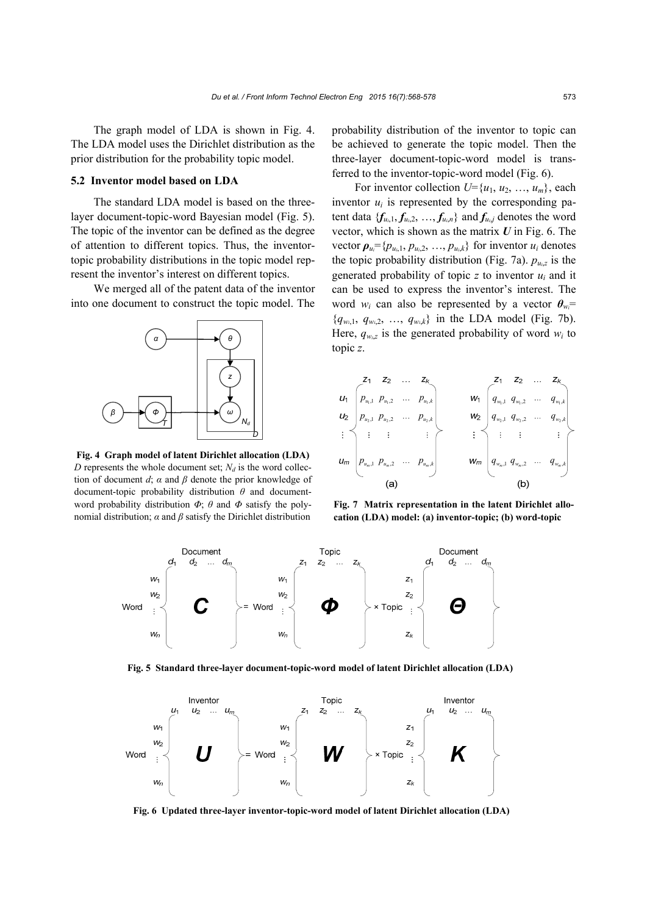The graph model of LDA is shown in Fig. 4. The LDA model uses the Dirichlet distribution as the prior distribution for the probability topic model.

### 5.2 Inventor model based on LDA

The standard LDA model is based on the three-layer document-topic-word Bayesian model (Fig. 5). The topic of the inventor can be defined as the degree of attention to different topics. Thus, the inventor-topic probability distributions in the topic model represent the inventor's interest on different topics.

We merged all of the patent data of the inventor into one document to construct the topic model. The probability distribution of the inventor to topic can be achieved to generate the topic model. Then the three-layer document-topic-word model is transferred to the inventor-topic-word model (Fig. 6).

**Fig. 4 Graph model of latent Dirichlet allocation (LDA)**
$D$ represents the whole document set; $N_d$ is the word collection of document $d$; $\alpha$ and $\beta$ denote the prior knowledge of document-topic probability distribution $\theta$ and document-word probability distribution $\Phi$; $\theta$ and $\Phi$ satisfy the polynomial distribution; $\alpha$ and $\beta$ satisfy the Dirichlet distribution

For inventor collection $U=\{u_1, u_2, \ldots, u_m\}$, each inventor $u_i$ is represented by the corresponding patent data $\{\boldsymbol{f}_{u_i,1}, \boldsymbol{f}_{u_i,2}, \ldots, \boldsymbol{f}_{u_i,n}\}$ and $\boldsymbol{f}_{u_i,j}$ denotes the word vector, which is shown as the matrix $\boldsymbol{U}$ in Fig. 6. The vector $\boldsymbol{\rho}_{u_i}=\{p_{u_i,1}, p_{u_i,2}, \ldots, p_{u_i,k}\}$ for inventor $u_i$ denotes the topic probability distribution (Fig. 7a). $p_{u_i,z}$ is the generated probability of topic $z$ to inventor $u_i$ and it can be used to express the inventor's interest. The word $w_i$ can also be represented by a vector $\boldsymbol{\theta}_{w_i}=\{q_{w_i,1}, q_{w_i,2}, \ldots, q_{w_i,k}\}$ in the LDA model (Fig. 7b). Here, $q_{w_i,z}$ is the generated probability of word $w_i$ to topic $z$.

$$
\text{(a)}\quad
\begin{array}{c|cccc}
 & z_1 & z_2 & \cdots & z_k \\
\hline
u_1 & p_{u_1,1} & p_{u_1,2} & \cdots & p_{u_1,k} \\
u_2 & p_{u_2,1} & p_{u_2,2} & \cdots & p_{u_2,k} \\
\vdots & \vdots & \vdots & & \vdots \\
u_m & p_{u_m,1} & p_{u_m,2} & \cdots & p_{u_m,k}
\end{array}
\qquad
\text{(b)}\quad
\begin{array}{c|cccc}
 & z_1 & z_2 & \cdots & z_k \\
\hline
w_1 & q_{w_1,1} & q_{w_1,2} & \cdots & q_{w_1,k} \\
w_2 & q_{w_2,1} & q_{w_2,2} & \cdots & q_{w_2,k} \\
\vdots & \vdots & \vdots & & \vdots \\
w_m & q_{w_m,1} & q_{w_m,2} & \cdots & q_{w_m,k}
\end{array}
$$

**Fig. 7 Matrix representation in the latent Dirichlet allocation (LDA) model: (a) inventor-topic; (b) word-topic**

$$
\underset{\text{Word } (w_1,\ldots,w_n) \times \text{Document } (d_1,\ldots,d_m)}{\boldsymbol{C}} = \underset{\text{Word } (w_1,\ldots,w_n) \times \text{Topic } (z_1,\ldots,z_k)}{\boldsymbol{\Phi}} \times \underset{\text{Topic } (z_1,\ldots,z_k) \times \text{Document } (d_1,\ldots,d_m)}{\boldsymbol{\Theta}}
$$

**Fig. 5 Standard three-layer document-topic-word model of latent Dirichlet allocation (LDA)**

$$
\underset{\text{Word } (w_1,\ldots,w_n) \times \text{Inventor } (u_1,\ldots,u_m)}{\boldsymbol{U}} = \underset{\text{Word } (w_1,\ldots,w_n) \times \text{Topic } (z_1,\ldots,z_k)}{\boldsymbol{W}} \times \underset{\text{Topic } (z_1,\ldots,z_k) \times \text{Inventor } (u_1,\ldots,u_m)}{\boldsymbol{K}}
$$

**Fig. 6 Updated three-layer inventor-topic-word model of latent Dirichlet allocation (LDA)**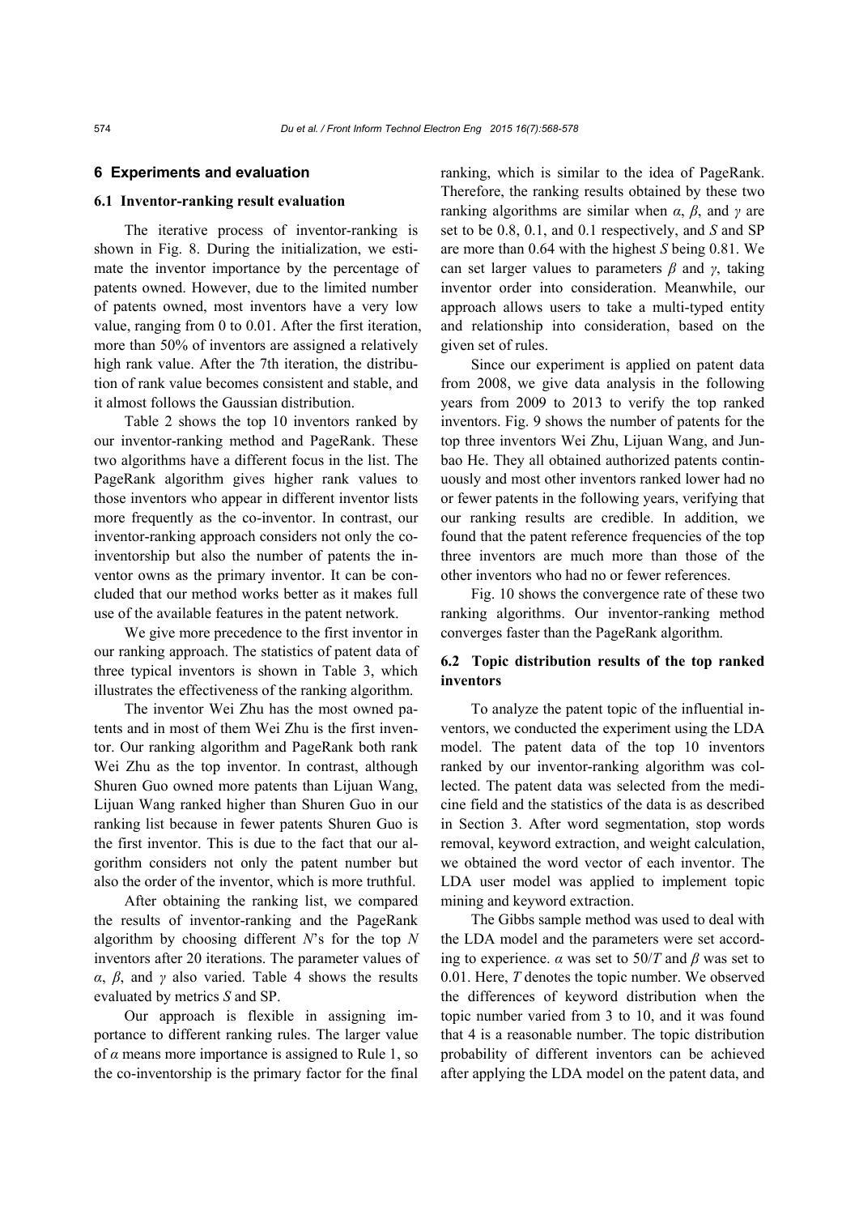## 6 Experiments and evaluation

### 6.1 Inventor-ranking result evaluation

The iterative process of inventor-ranking is shown in Fig. 8. During the initialization, we estimate the inventor importance by the percentage of patents owned. However, due to the limited number of patents owned, most inventors have a very low value, ranging from 0 to 0.01. After the first iteration, more than 50% of inventors are assigned a relatively high rank value. After the 7th iteration, the distribution of rank value becomes consistent and stable, and it almost follows the Gaussian distribution.

Table 2 shows the top 10 inventors ranked by our inventor-ranking method and PageRank. These two algorithms have a different focus in the list. The PageRank algorithm gives higher rank values to those inventors who appear in different inventor lists more frequently as the co-inventor. In contrast, our inventor-ranking approach considers not only the co-inventorship but also the number of patents the inventor owns as the primary inventor. It can be concluded that our method works better as it makes full use of the available features in the patent network.

We give more precedence to the first inventor in our ranking approach. The statistics of patent data of three typical inventors is shown in Table 3, which illustrates the effectiveness of the ranking algorithm.

The inventor Wei Zhu has the most owned patents and in most of them Wei Zhu is the first inventor. Our ranking algorithm and PageRank both rank Wei Zhu as the top inventor. In contrast, although Shuren Guo owned more patents than Lijuan Wang, Lijuan Wang ranked higher than Shuren Guo in our ranking list because in fewer patents Shuren Guo is the first inventor. This is due to the fact that our algorithm considers not only the patent number but also the order of the inventor, which is more truthful.

After obtaining the ranking list, we compared the results of inventor-ranking and the PageRank algorithm by choosing different $N$'s for the top $N$ inventors after 20 iterations. The parameter values of $\alpha$, $\beta$, and $\gamma$ also varied. Table 4 shows the results evaluated by metrics $S$ and SP.

Our approach is flexible in assigning importance to different ranking rules. The larger value of $\alpha$ means more importance is assigned to Rule 1, so the co-inventorship is the primary factor for the final ranking, which is similar to the idea of PageRank. Therefore, the ranking results obtained by these two ranking algorithms are similar when $\alpha$, $\beta$, and $\gamma$ are set to be 0.8, 0.1, and 0.1 respectively, and $S$ and SP are more than 0.64 with the highest $S$ being 0.81. We can set larger values to parameters $\beta$ and $\gamma$, taking inventor order into consideration. Meanwhile, our approach allows users to take a multi-typed entity and relationship into consideration, based on the given set of rules.

Since our experiment is applied on patent data from 2008, we give data analysis in the following years from 2009 to 2013 to verify the top ranked inventors. Fig. 9 shows the number of patents for the top three inventors Wei Zhu, Lijuan Wang, and Junbao He. They all obtained authorized patents continuously and most other inventors ranked lower had no or fewer patents in the following years, verifying that our ranking results are credible. In addition, we found that the patent reference frequencies of the top three inventors are much more than those of the other inventors who had no or fewer references.

Fig. 10 shows the convergence rate of these two ranking algorithms. Our inventor-ranking method converges faster than the PageRank algorithm.

### 6.2 Topic distribution results of the top ranked inventors

To analyze the patent topic of the influential inventors, we conducted the experiment using the LDA model. The patent data of the top 10 inventors ranked by our inventor-ranking algorithm was collected. The patent data was selected from the medicine field and the statistics of the data is as described in Section 3. After word segmentation, stop words removal, keyword extraction, and weight calculation, we obtained the word vector of each inventor. The LDA user model was applied to implement topic mining and keyword extraction.

The Gibbs sample method was used to deal with the LDA model and the parameters were set according to experience. $\alpha$ was set to $50/T$ and $\beta$ was set to 0.01. Here, $T$ denotes the topic number. We observed the differences of keyword distribution when the topic number varied from 3 to 10, and it was found that 4 is a reasonable number. The topic distribution probability of different inventors can be achieved after applying the LDA model on the patent data, and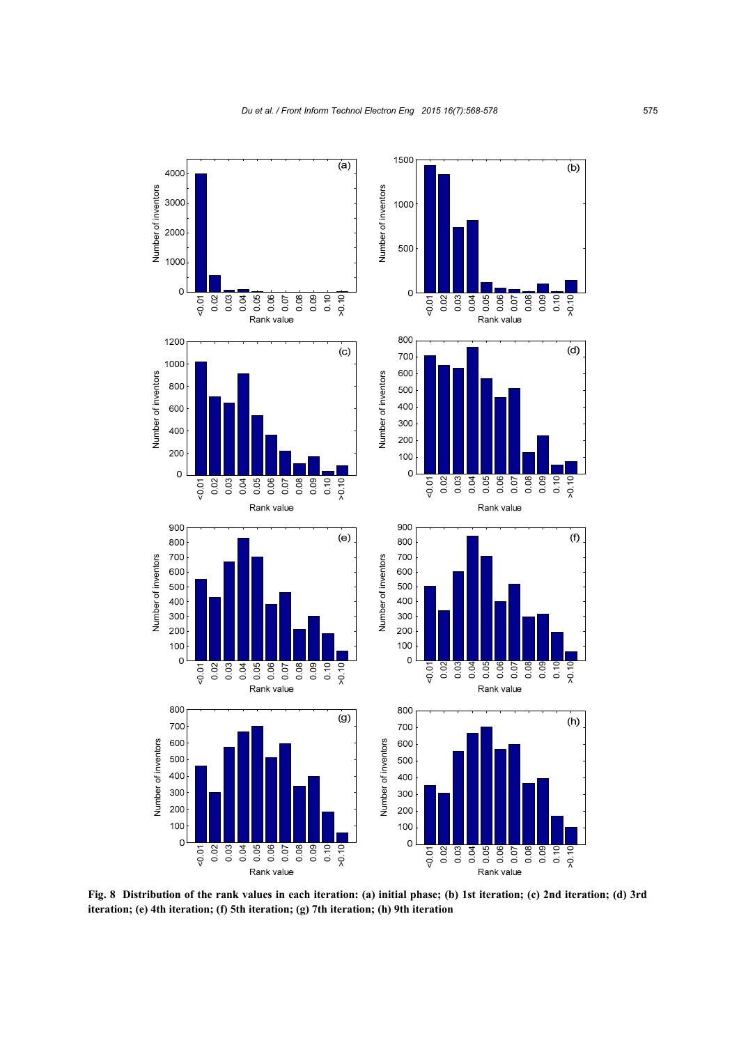**Fig. 8 Distribution of the rank values in each iteration: (a) initial phase; (b) 1st iteration; (c) 2nd iteration; (d) 3rd iteration; (e) 4th iteration; (f) 5th iteration; (g) 7th iteration; (h) 9th iteration**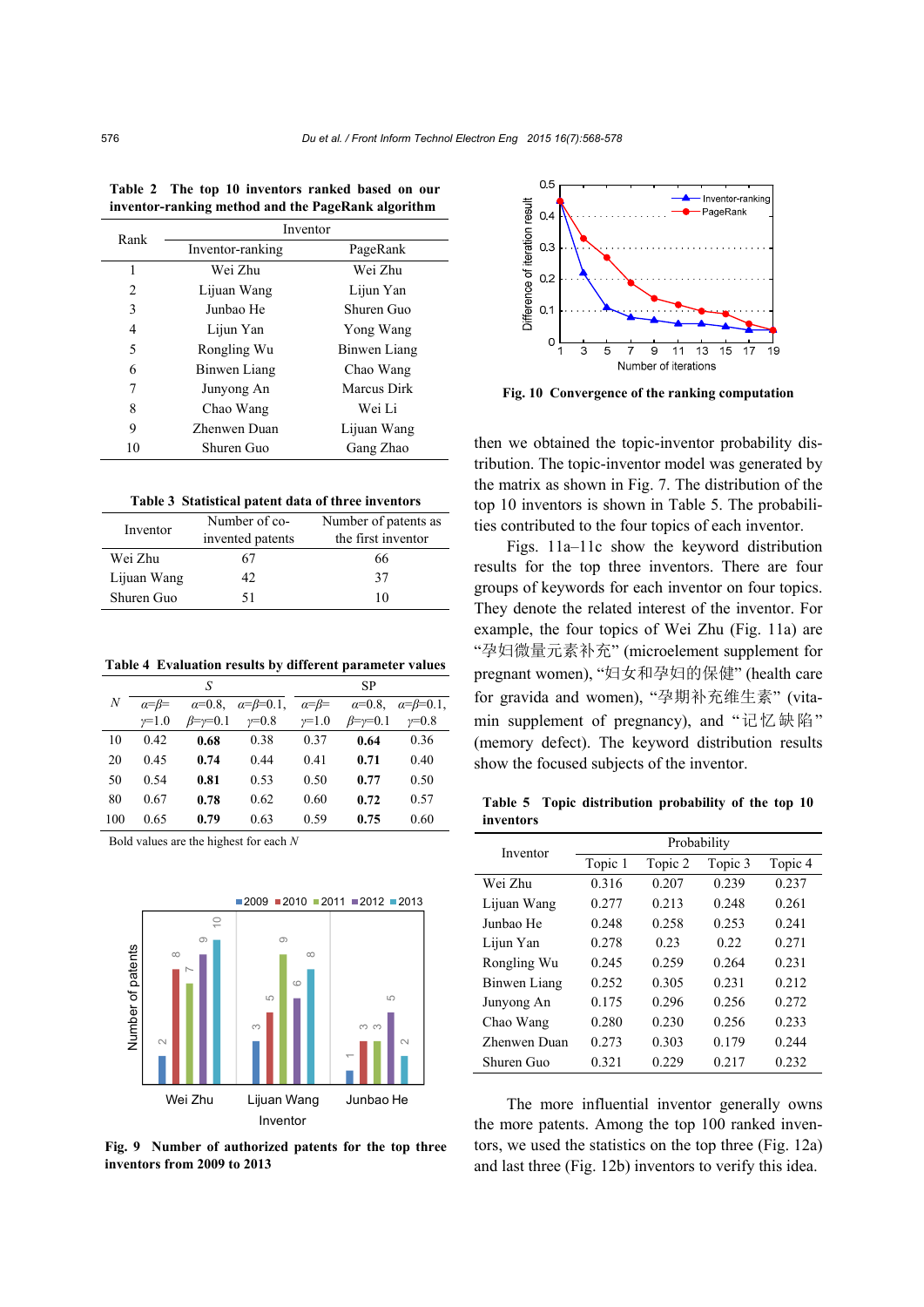**Table 2 The top 10 inventors ranked based on our inventor-ranking method and the PageRank algorithm**

| Rank | Inventor | |
|---|---|---|
| | Inventor-ranking | PageRank |
| 1 | Wei Zhu | Wei Zhu |
| 2 | Lijuan Wang | Lijun Yan |
| 3 | Junbao He | Shuren Guo |
| 4 | Lijun Yan | Yong Wang |
| 5 | Rongling Wu | Binwen Liang |
| 6 | Binwen Liang | Chao Wang |
| 7 | Junyong An | Marcus Dirk |
| 8 | Chao Wang | Wei Li |
| 9 | Zhenwen Duan | Lijuan Wang |
| 10 | Shuren Guo | Gang Zhao |

**Table 3 Statistical patent data of three inventors**

| Inventor | Number of co-invented patents | Number of patents as the first inventor |
|---|---|---|
| Wei Zhu | 67 | 66 |
| Lijuan Wang | 42 | 37 |
| Shuren Guo | 51 | 10 |

**Table 4 Evaluation results by different parameter values**

| $N$ | $S$ | | | SP | | |
|---|---|---|---|---|---|---|
| | $\alpha=\beta=\gamma=1.0$ | $\alpha=0.8$, $\beta=\gamma=0.1$ | $\alpha=\beta=0.1$, $\gamma=0.8$ | $\alpha=\beta=\gamma=1.0$ | $\alpha=0.8$, $\beta=\gamma=0.1$ | $\alpha=\beta=0.1$, $\gamma=0.8$ |
| 10 | 0.42 | **0.68** | 0.38 | 0.37 | **0.64** | 0.36 |
| 20 | 0.45 | **0.74** | 0.44 | 0.41 | **0.71** | 0.40 |
| 50 | 0.54 | **0.81** | 0.53 | 0.50 | **0.77** | 0.50 |
| 80 | 0.67 | **0.78** | 0.62 | 0.60 | **0.72** | 0.57 |
| 100 | 0.65 | **0.79** | 0.63 | 0.59 | **0.75** | 0.60 |

Bold values are the highest for each $N$

**Fig. 9 Number of authorized patents for the top three inventors from 2009 to 2013**

**Fig. 10 Convergence of the ranking computation**

then we obtained the topic-inventor probability distribution. The topic-inventor model was generated by the matrix as shown in Fig. 7. The distribution of the top 10 inventors is shown in Table 5. The probabilities contributed to the four topics of each inventor.

Figs. 11a–11c show the keyword distribution results for the top three inventors. There are four groups of keywords for each inventor on four topics. They denote the related interest of the inventor. For example, the four topics of Wei Zhu (Fig. 11a) are "孕妇微量元素补充" (microelement supplement for pregnant women), "妇女和孕妇的保健" (health care for gravida and women), "孕期补充维生素" (vitamin supplement of pregnancy), and "记忆缺陷" (memory defect). The keyword distribution results show the focused subjects of the inventor.

**Table 5 Topic distribution probability of the top 10 inventors**

| Inventor | Probability | | | |
|---|---|---|---|---|
| | Topic 1 | Topic 2 | Topic 3 | Topic 4 |
| Wei Zhu | 0.316 | 0.207 | 0.239 | 0.237 |
| Lijuan Wang | 0.277 | 0.213 | 0.248 | 0.261 |
| Junbao He | 0.248 | 0.258 | 0.253 | 0.241 |
| Lijun Yan | 0.278 | 0.23 | 0.22 | 0.271 |
| Rongling Wu | 0.245 | 0.259 | 0.264 | 0.231 |
| Binwen Liang | 0.252 | 0.305 | 0.231 | 0.212 |
| Junyong An | 0.175 | 0.296 | 0.256 | 0.272 |
| Chao Wang | 0.280 | 0.230 | 0.256 | 0.233 |
| Zhenwen Duan | 0.273 | 0.303 | 0.179 | 0.244 |
| Shuren Guo | 0.321 | 0.229 | 0.217 | 0.232 |

The more influential inventor generally owns the more patents. Among the top 100 ranked inventors, we used the statistics on the top three (Fig. 12a) and last three (Fig. 12b) inventors to verify this idea.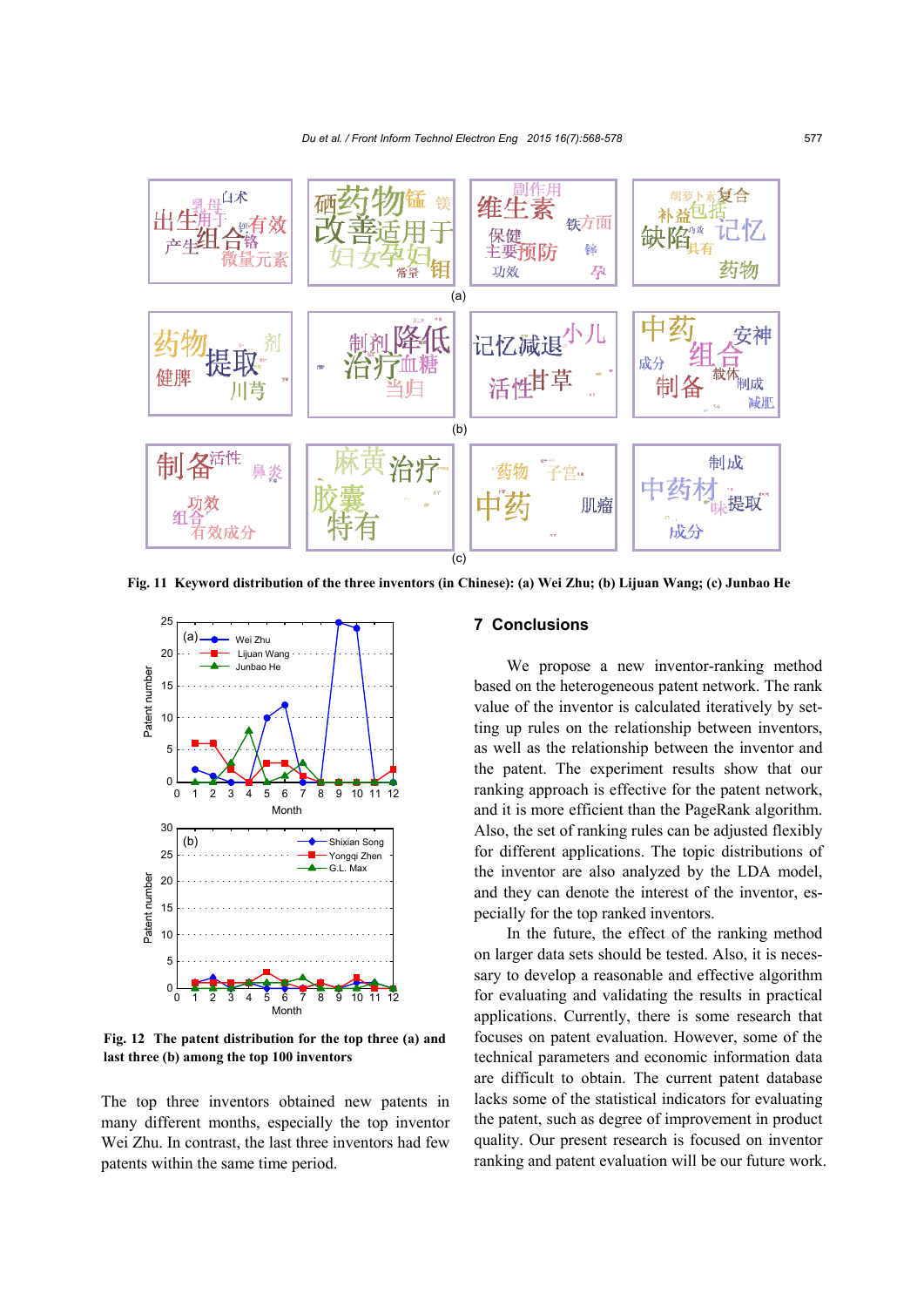Fig. 11 Keyword distribution of the three inventors (in Chinese): (a) Wei Zhu; (b) Lijuan Wang; (c) Junbao He

Fig. 12 The patent distribution for the top three (a) and last three (b) among the top 100 inventors

The top three inventors obtained new patents in many different months, especially the top inventor Wei Zhu. In contrast, the last three inventors had few patents within the same time period.

## 7 Conclusions

We propose a new inventor-ranking method based on the heterogeneous patent network. The rank value of the inventor is calculated iteratively by setting up rules on the relationship between inventors, as well as the relationship between the inventor and the patent. The experiment results show that our ranking approach is effective for the patent network, and it is more efficient than the PageRank algorithm. Also, the set of ranking rules can be adjusted flexibly for different applications. The topic distributions of the inventor are also analyzed by the LDA model, and they can denote the interest of the inventor, especially for the top ranked inventors.

In the future, the effect of the ranking method on larger data sets should be tested. Also, it is necessary to develop a reasonable and effective algorithm for evaluating and validating the results in practical applications. Currently, there is some research that focuses on patent evaluation. However, some of the technical parameters and economic information data are difficult to obtain. The current patent database lacks some of the statistical indicators for evaluating the patent, such as degree of improvement in product quality. Our present research is focused on inventor ranking and patent evaluation will be our future work.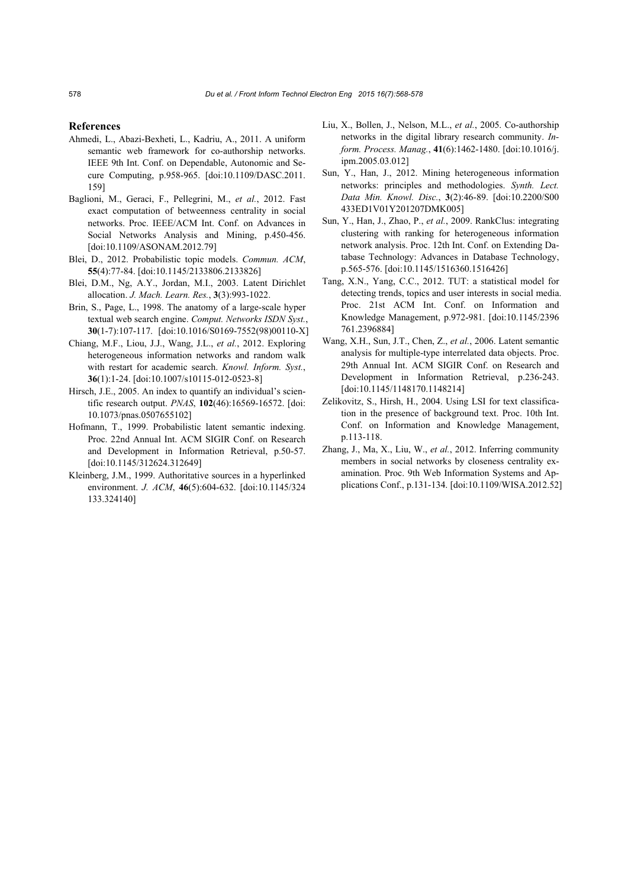## References

Ahmedi, L., Abazi-Bexheti, L., Kadriu, A., 2011. A uniform semantic web framework for co-authorship networks. IEEE 9th Int. Conf. on Dependable, Autonomic and Secure Computing, p.958-965. [doi:10.1109/DASC.2011.159]

Baglioni, M., Geraci, F., Pellegrini, M., *et al.*, 2012. Fast exact computation of betweenness centrality in social networks. Proc. IEEE/ACM Int. Conf. on Advances in Social Networks Analysis and Mining, p.450-456. [doi:10.1109/ASONAM.2012.79]

Blei, D., 2012. Probabilistic topic models. *Commun. ACM*, **55**(4):77-84. [doi:10.1145/2133806.2133826]

Blei, D.M., Ng, A.Y., Jordan, M.I., 2003. Latent Dirichlet allocation. *J. Mach. Learn. Res.*, **3**(3):993-1022.

Brin, S., Page, L., 1998. The anatomy of a large-scale hyper textual web search engine. *Comput. Networks ISDN Syst.*, **30**(1-7):107-117. [doi:10.1016/S0169-7552(98)00110-X]

Chiang, M.F., Liou, J.J., Wang, J.L., *et al.*, 2012. Exploring heterogeneous information networks and random walk with restart for academic search. *Knowl. Inform. Syst.*, **36**(1):1-24. [doi:10.1007/s10115-012-0523-8]

Hirsch, J.E., 2005. An index to quantify an individual's scientific research output. *PNAS*, **102**(46):16569-16572. [doi:10.1073/pnas.0507655102]

Hofmann, T., 1999. Probabilistic latent semantic indexing. Proc. 22nd Annual Int. ACM SIGIR Conf. on Research and Development in Information Retrieval, p.50-57. [doi:10.1145/312624.312649]

Kleinberg, J.M., 1999. Authoritative sources in a hyperlinked environment. *J. ACM*, **46**(5):604-632. [doi:10.1145/324133.324140]

Liu, X., Bollen, J., Nelson, M.L., *et al.*, 2005. Co-authorship networks in the digital library research community. *Inform. Process. Manag.*, **41**(6):1462-1480. [doi:10.1016/j.ipm.2005.03.012]

Sun, Y., Han, J., 2012. Mining heterogeneous information networks: principles and methodologies. *Synth. Lect. Data Min. Knowl. Disc.*, **3**(2):46-89. [doi:10.2200/S00433ED1V01Y201207DMK005]

Sun, Y., Han, J., Zhao, P., *et al.*, 2009. RankClus: integrating clustering with ranking for heterogeneous information network analysis. Proc. 12th Int. Conf. on Extending Database Technology: Advances in Database Technology, p.565-576. [doi:10.1145/1516360.1516426]

Tang, X.N., Yang, C.C., 2012. TUT: a statistical model for detecting trends, topics and user interests in social media. Proc. 21st ACM Int. Conf. on Information and Knowledge Management, p.972-981. [doi:10.1145/2396761.2396884]

Wang, X.H., Sun, J.T., Chen, Z., *et al.*, 2006. Latent semantic analysis for multiple-type interrelated data objects. Proc. 29th Annual Int. ACM SIGIR Conf. on Research and Development in Information Retrieval, p.236-243. [doi:10.1145/1148170.1148214]

Zelikovitz, S., Hirsh, H., 2004. Using LSI for text classification in the presence of background text. Proc. 10th Int. Conf. on Information and Knowledge Management, p.113-118.

Zhang, J., Ma, X., Liu, W., *et al.*, 2012. Inferring community members in social networks by closeness centrality examination. Proc. 9th Web Information Systems and Applications Conf., p.131-134. [doi:10.1109/WISA.2012.52]